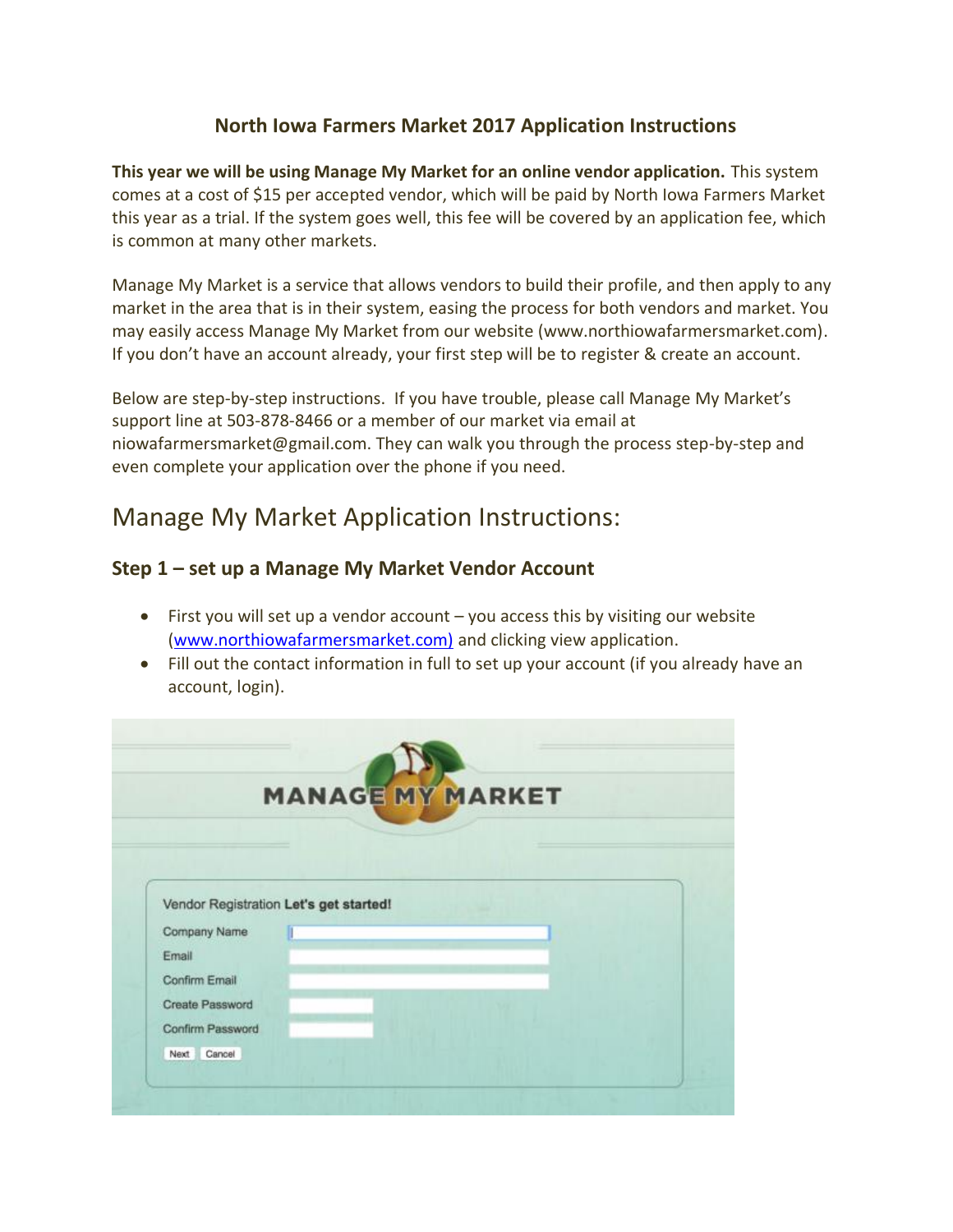# North Iowa Farmers Market 2017 Application Instructions

**This year we will be using Manage My Market for an online vendor application.** This system comes at a cost of $15 per accepted vendor, which will be paid by North Iowa Farmers Market this year as a trial. If the system goes well, this fee will be covered by an application fee, which is common at many other markets.

Manage My Market is a service that allows vendors to build their profile, and then apply to any market in the area that is in their system, easing the process for both vendors and market. You may easily access Manage My Market from our website (www.northiowafarmersmarket.com). If you don't have an account already, your first step will be to register & create an account.

Below are step-by-step instructions. If you have trouble, please call Manage My Market's support line at 503-878-8466 or a member of our market via email at niowafarmersmarket@gmail.com. They can walk you through the process step-by-step and even complete your application over the phone if you need.

## Manage My Market Application Instructions:

### Step 1 – set up a Manage My Market Vendor Account

- First you will set up a vendor account – you access this by visiting our website (www.northiowafarmersmarket.com) and clicking view application.
- Fill out the contact information in full to set up your account (if you already have an account, login).

MANAGE MY MARKET

Vendor Registration **Let's get started!**

Company Name

Email

Confirm Email

Create Password

Confirm Password

Next Cancel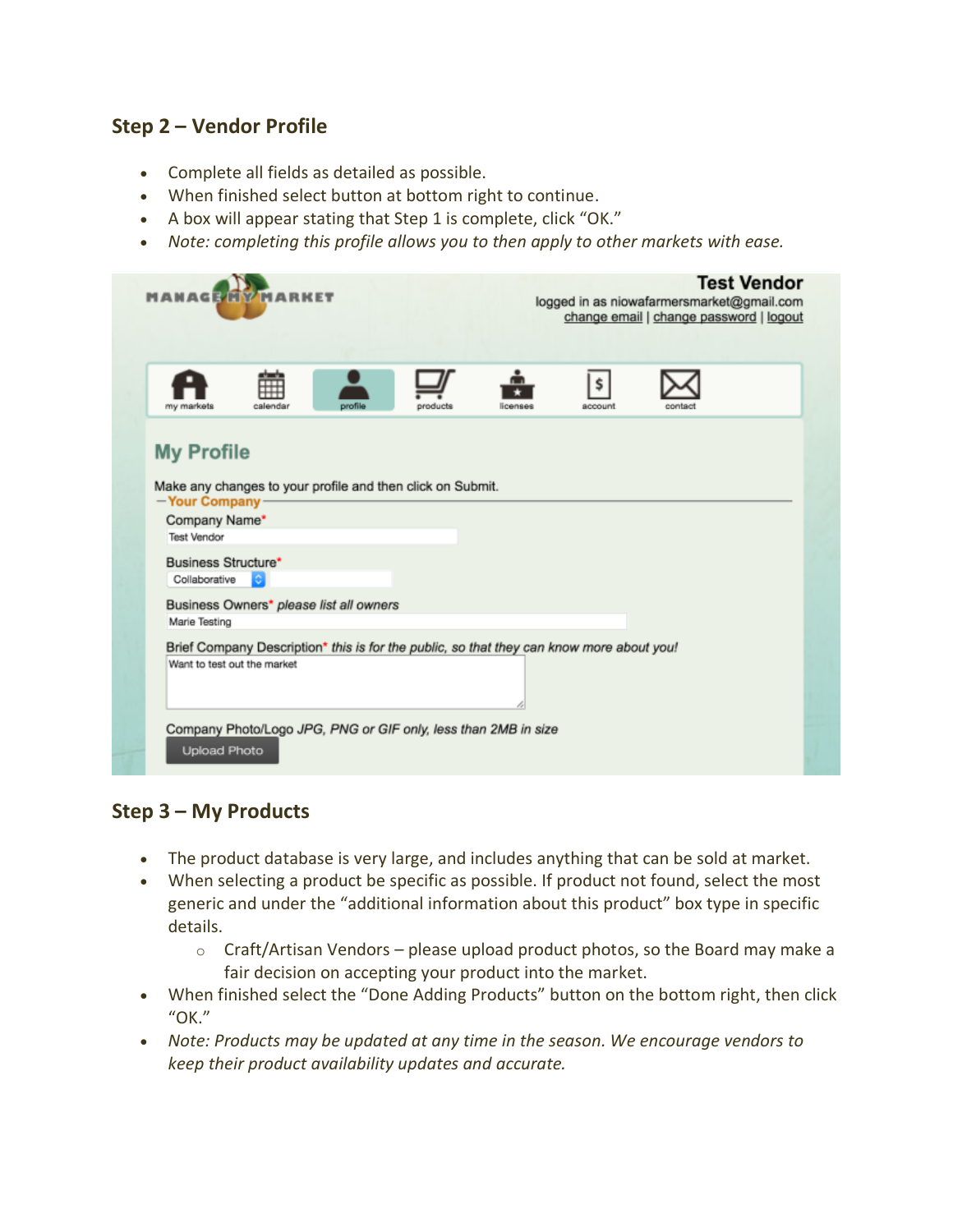## Step 2 – Vendor Profile

- Complete all fields as detailed as possible.
- When finished select button at bottom right to continue.
- A box will appear stating that Step 1 is complete, click "OK."
- *Note: completing this profile allows you to then apply to other markets with ease.*

## Step 3 – My Products

- The product database is very large, and includes anything that can be sold at market.
- When selecting a product be specific as possible. If product not found, select the most generic and under the "additional information about this product" box type in specific details.
  - Craft/Artisan Vendors – please upload product photos, so the Board may make a fair decision on accepting your product into the market.
- When finished select the "Done Adding Products" button on the bottom right, then click "OK."
- *Note: Products may be updated at any time in the season. We encourage vendors to keep their product availability updates and accurate.*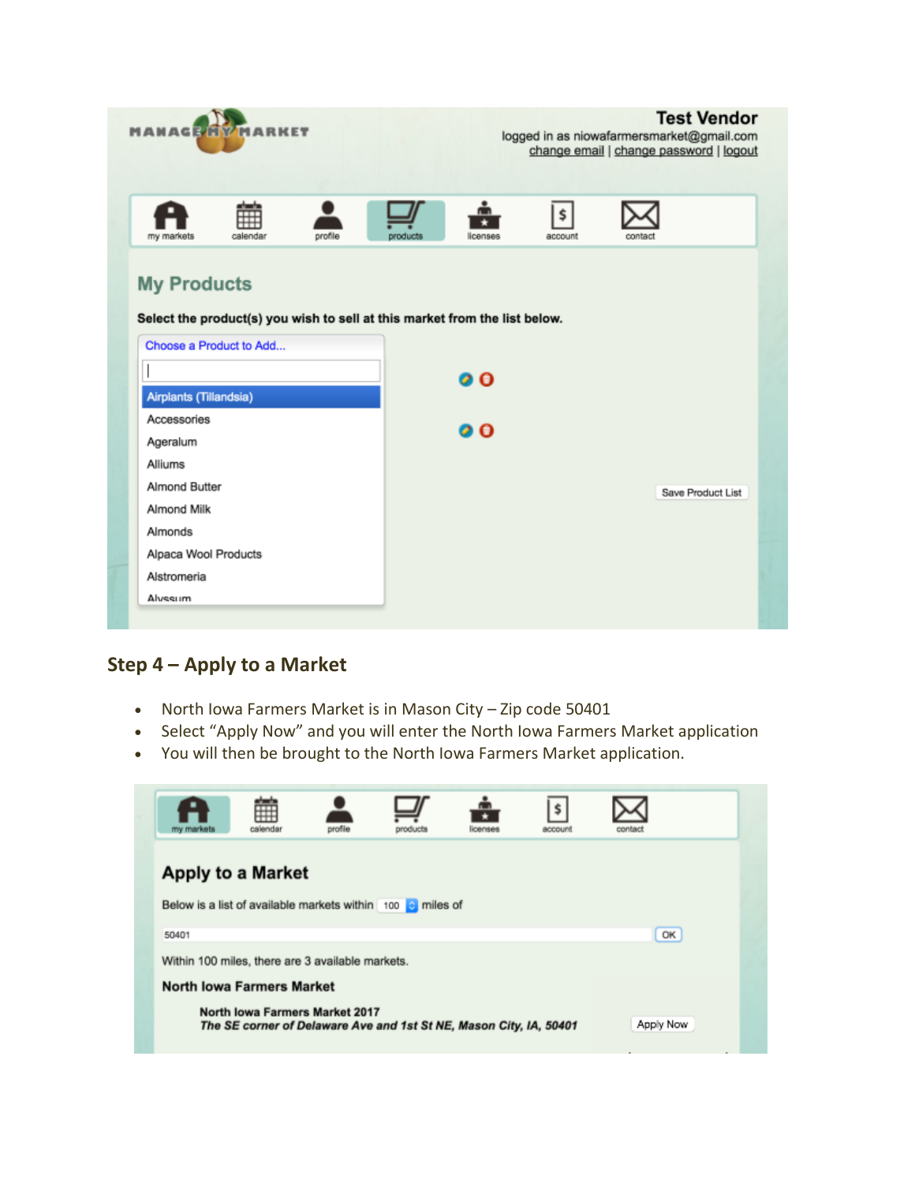## Step 4 – Apply to a Market

- North Iowa Farmers Market is in Mason City – Zip code 50401
- Select "Apply Now" and you will enter the North Iowa Farmers Market application
- You will then be brought to the North Iowa Farmers Market application.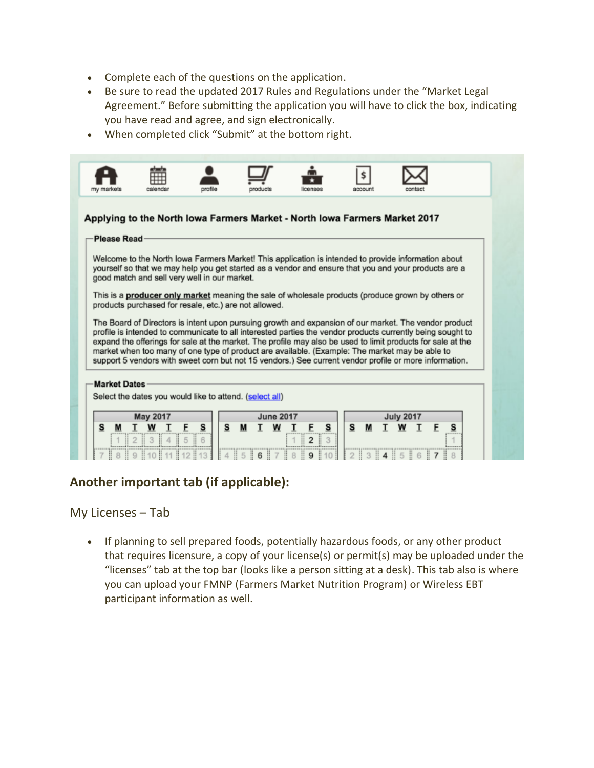- Complete each of the questions on the application.
- Be sure to read the updated 2017 Rules and Regulations under the "Market Legal Agreement." Before submitting the application you will have to click the box, indicating you have read and agree, and sign electronically.
- When completed click "Submit" at the bottom right.

my markets calendar profile products licenses account contact

**Applying to the North Iowa Farmers Market - North Iowa Farmers Market 2017**

**Please Read**

Welcome to the North Iowa Farmers Market! This application is intended to provide information about yourself so that we may help you get started as a vendor and ensure that you and your products are a good match and sell very well in our market.

This is a **producer only market** meaning the sale of wholesale products (produce grown by others or products purchased for resale, etc.) are not allowed.

The Board of Directors is intent upon pursuing growth and expansion of our market. The vendor product profile is intended to communicate to all interested parties the vendor products currently being sought to expand the offerings for sale at the market. The profile may also be used to limit products for sale at the market when too many of one type of product are available. (Example: The market may be able to support 5 vendors with sweet corn but not 15 vendors.) See current vendor profile or more information.

**Market Dates**

Select the dates you would like to attend. (select all)

May 2017 June 2017 July 2017

## Another important tab (if applicable):

### My Licenses – Tab

- If planning to sell prepared foods, potentially hazardous foods, or any other product that requires licensure, a copy of your license(s) or permit(s) may be uploaded under the "licenses" tab at the top bar (looks like a person sitting at a desk). This tab also is where you can upload your FMNP (Farmers Market Nutrition Program) or Wireless EBT participant information as well.